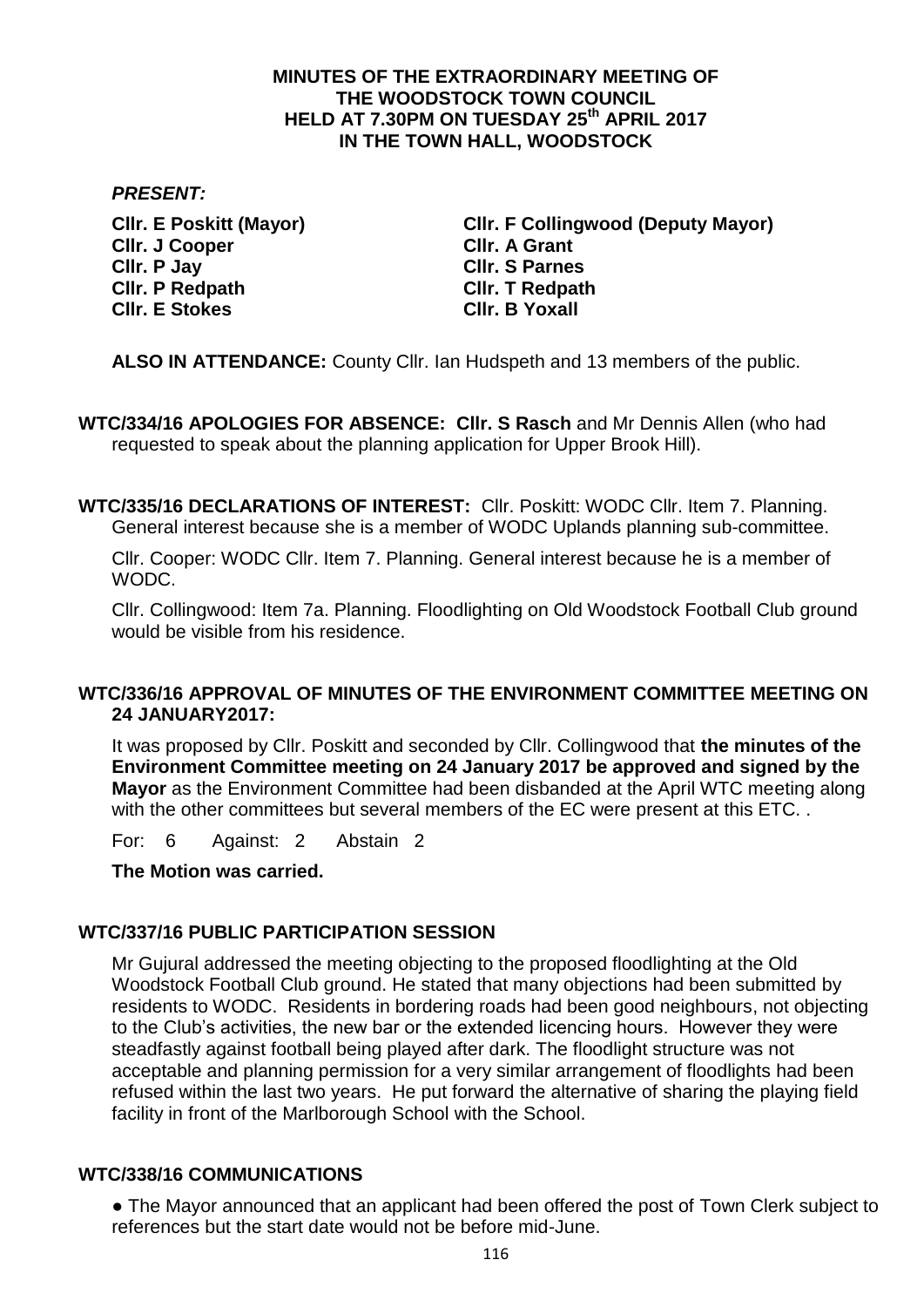# MINUTES OF THE EXTRAORDINARY MEETING OF THE WOODSTOCK TOWN COUNCIL HELD AT 7.30PM ON TUESDAY 25th APRIL 2017 IN THE TOWN HALL, WOODSTOCK

***PRESENT:***

**Cllr. E Poskitt (Mayor)**
**Cllr. F Collingwood (Deputy Mayor)**
**Cllr. J Cooper**
**Cllr. A Grant**
**Cllr. P Jay**
**Cllr. S Parnes**
**Cllr. P Redpath**
**Cllr. T Redpath**
**Cllr. E Stokes**
**Cllr. B Yoxall**

**ALSO IN ATTENDANCE:** County Cllr. Ian Hudspeth and 13 members of the public.

**WTC/334/16 APOLOGIES FOR ABSENCE: Cllr. S Rasch** and Mr Dennis Allen (who had requested to speak about the planning application for Upper Brook Hill).

**WTC/335/16 DECLARATIONS OF INTEREST:** Cllr. Poskitt: WODC Cllr. Item 7. Planning. General interest because she is a member of WODC Uplands planning sub-committee.

Cllr. Cooper: WODC Cllr. Item 7. Planning. General interest because he is a member of WODC.

Cllr. Collingwood: Item 7a. Planning. Floodlighting on Old Woodstock Football Club ground would be visible from his residence.

**WTC/336/16 APPROVAL OF MINUTES OF THE ENVIRONMENT COMMITTEE MEETING ON 24 JANUARY2017:**

It was proposed by Cllr. Poskitt and seconded by Cllr. Collingwood that **the minutes of the Environment Committee meeting on 24 January 2017 be approved and signed by the Mayor** as the Environment Committee had been disbanded at the April WTC meeting along with the other committees but several members of the EC were present at this ETC. .

For: 6 Against: 2 Abstain 2

**The Motion was carried.**

**WTC/337/16 PUBLIC PARTICIPATION SESSION**

Mr Gujural addressed the meeting objecting to the proposed floodlighting at the Old Woodstock Football Club ground. He stated that many objections had been submitted by residents to WODC. Residents in bordering roads had been good neighbours, not objecting to the Club's activities, the new bar or the extended licencing hours. However they were steadfastly against football being played after dark. The floodlight structure was not acceptable and planning permission for a very similar arrangement of floodlights had been refused within the last two years. He put forward the alternative of sharing the playing field facility in front of the Marlborough School with the School.

**WTC/338/16 COMMUNICATIONS**

● The Mayor announced that an applicant had been offered the post of Town Clerk subject to references but the start date would not be before mid-June.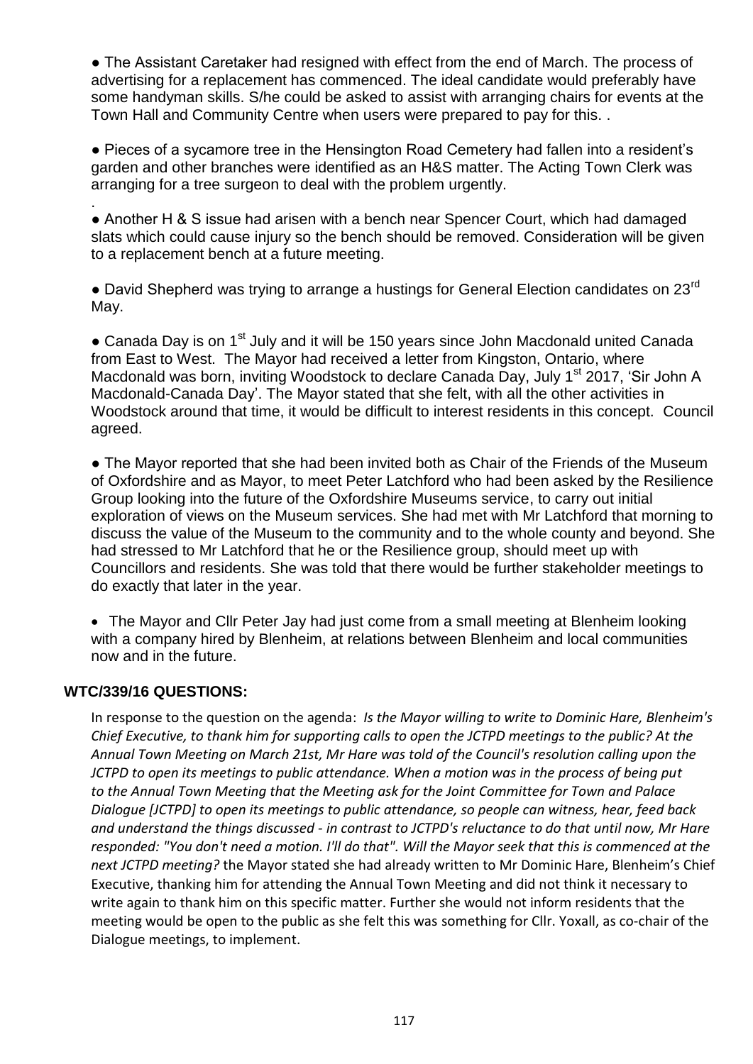- The Assistant Caretaker had resigned with effect from the end of March. The process of advertising for a replacement has commenced. The ideal candidate would preferably have some handyman skills. S/he could be asked to assist with arranging chairs for events at the Town Hall and Community Centre when users were prepared to pay for this. .

- Pieces of a sycamore tree in the Hensington Road Cemetery had fallen into a resident's garden and other branches were identified as an H&S matter. The Acting Town Clerk was arranging for a tree surgeon to deal with the problem urgently.

.

- Another H & S issue had arisen with a bench near Spencer Court, which had damaged slats which could cause injury so the bench should be removed. Consideration will be given to a replacement bench at a future meeting.

- David Shepherd was trying to arrange a hustings for General Election candidates on 23rd May.

- Canada Day is on 1st July and it will be 150 years since John Macdonald united Canada from East to West. The Mayor had received a letter from Kingston, Ontario, where Macdonald was born, inviting Woodstock to declare Canada Day, July 1st 2017, 'Sir John A Macdonald-Canada Day'. The Mayor stated that she felt, with all the other activities in Woodstock around that time, it would be difficult to interest residents in this concept. Council agreed.

- The Mayor reported that she had been invited both as Chair of the Friends of the Museum of Oxfordshire and as Mayor, to meet Peter Latchford who had been asked by the Resilience Group looking into the future of the Oxfordshire Museums service, to carry out initial exploration of views on the Museum services. She had met with Mr Latchford that morning to discuss the value of the Museum to the community and to the whole county and beyond. She had stressed to Mr Latchford that he or the Resilience group, should meet up with Councillors and residents. She was told that there would be further stakeholder meetings to do exactly that later in the year.

- The Mayor and Cllr Peter Jay had just come from a small meeting at Blenheim looking with a company hired by Blenheim, at relations between Blenheim and local communities now and in the future.

### WTC/339/16 QUESTIONS:

In response to the question on the agenda: *Is the Mayor willing to write to Dominic Hare, Blenheim's Chief Executive, to thank him for supporting calls to open the JCTPD meetings to the public? At the Annual Town Meeting on March 21st, Mr Hare was told of the Council's resolution calling upon the JCTPD to open its meetings to public attendance. When a motion was in the process of being put to the Annual Town Meeting that the Meeting ask for the Joint Committee for Town and Palace Dialogue [JCTPD] to open its meetings to public attendance, so people can witness, hear, feed back and understand the things discussed - in contrast to JCTPD's reluctance to do that until now, Mr Hare responded: "You don't need a motion. I'll do that". Will the Mayor seek that this is commenced at the next JCTPD meeting?* the Mayor stated she had already written to Mr Dominic Hare, Blenheim's Chief Executive, thanking him for attending the Annual Town Meeting and did not think it necessary to write again to thank him on this specific matter. Further she would not inform residents that the meeting would be open to the public as she felt this was something for Cllr. Yoxall, as co-chair of the Dialogue meetings, to implement.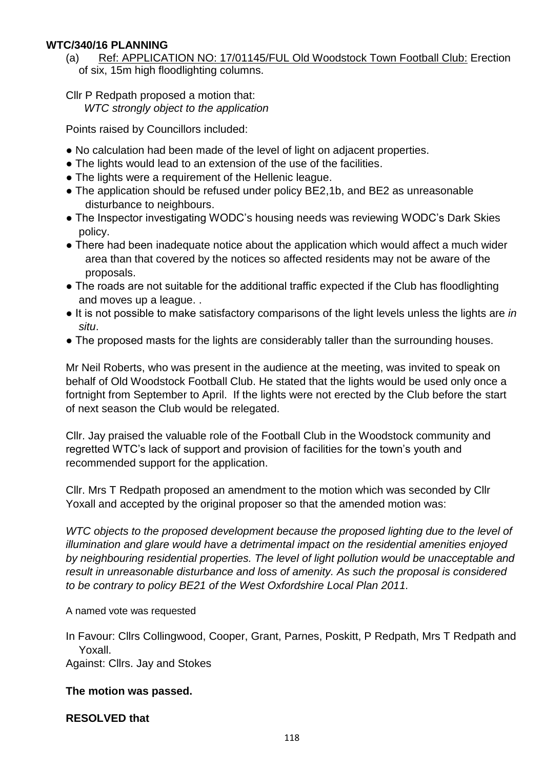**WTC/340/16 PLANNING**

(a) Ref: APPLICATION NO: 17/01145/FUL Old Woodstock Town Football Club: Erection of six, 15m high floodlighting columns.

Cllr P Redpath proposed a motion that:
*WTC strongly object to the application*

Points raised by Councillors included:

- No calculation had been made of the level of light on adjacent properties.
- The lights would lead to an extension of the use of the facilities.
- The lights were a requirement of the Hellenic league.
- The application should be refused under policy BE2,1b, and BE2 as unreasonable disturbance to neighbours.
- The Inspector investigating WODC's housing needs was reviewing WODC's Dark Skies policy.
- There had been inadequate notice about the application which would affect a much wider area than that covered by the notices so affected residents may not be aware of the proposals.
- The roads are not suitable for the additional traffic expected if the Club has floodlighting and moves up a league. .
- It is not possible to make satisfactory comparisons of the light levels unless the lights are *in situ*.
- The proposed masts for the lights are considerably taller than the surrounding houses.

Mr Neil Roberts, who was present in the audience at the meeting, was invited to speak on behalf of Old Woodstock Football Club. He stated that the lights would be used only once a fortnight from September to April. If the lights were not erected by the Club before the start of next season the Club would be relegated.

Cllr. Jay praised the valuable role of the Football Club in the Woodstock community and regretted WTC's lack of support and provision of facilities for the town's youth and recommended support for the application.

Cllr. Mrs T Redpath proposed an amendment to the motion which was seconded by Cllr Yoxall and accepted by the original proposer so that the amended motion was:

*WTC objects to the proposed development because the proposed lighting due to the level of illumination and glare would have a detrimental impact on the residential amenities enjoyed by neighbouring residential properties. The level of light pollution would be unacceptable and result in unreasonable disturbance and loss of amenity. As such the proposal is considered to be contrary to policy BE21 of the West Oxfordshire Local Plan 2011.*

A named vote was requested

In Favour: Cllrs Collingwood, Cooper, Grant, Parnes, Poskitt, P Redpath, Mrs T Redpath and Yoxall.
Against: Cllrs. Jay and Stokes

**The motion was passed.**

**RESOLVED that**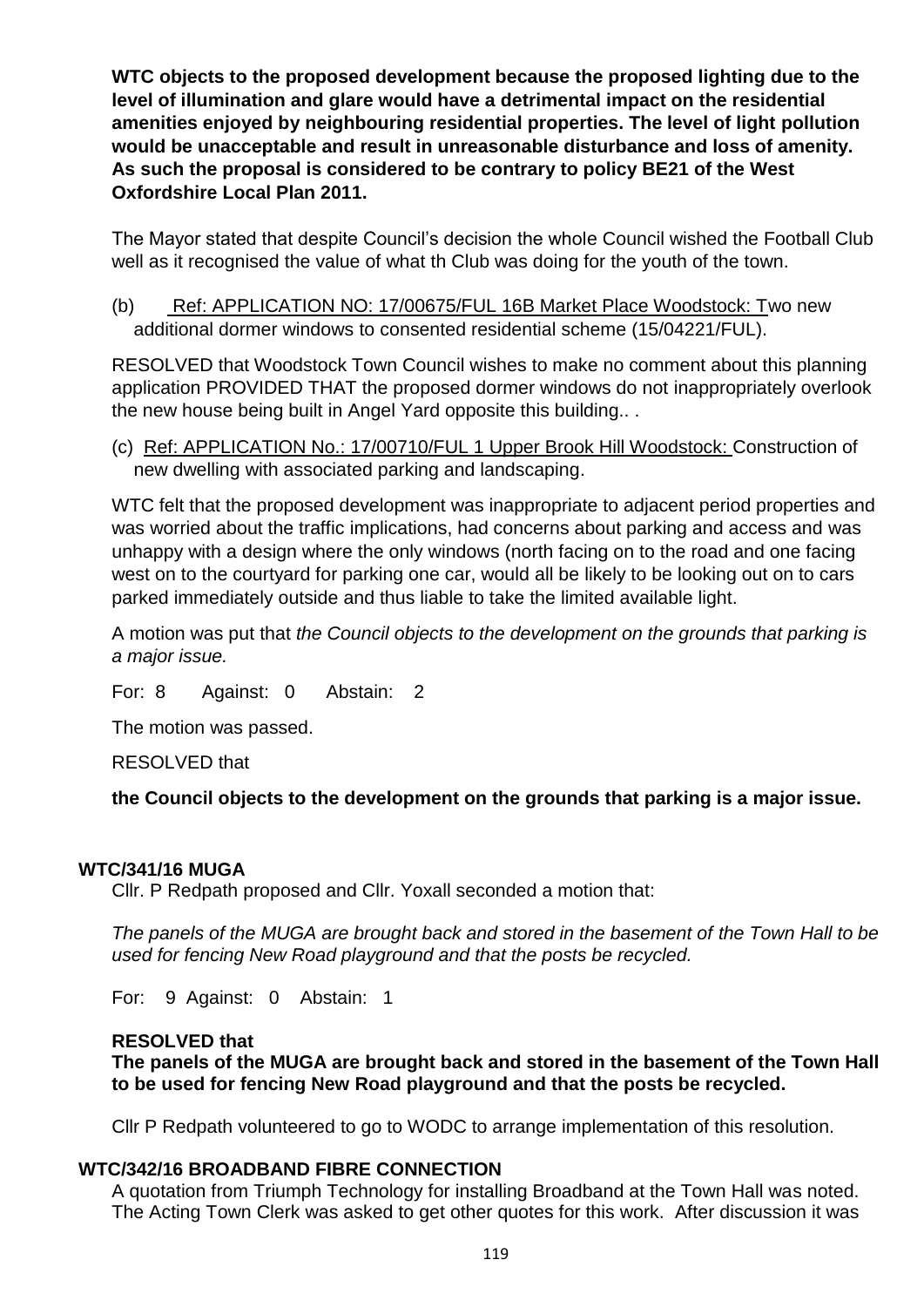**WTC objects to the proposed development because the proposed lighting due to the level of illumination and glare would have a detrimental impact on the residential amenities enjoyed by neighbouring residential properties. The level of light pollution would be unacceptable and result in unreasonable disturbance and loss of amenity. As such the proposal is considered to be contrary to policy BE21 of the West Oxfordshire Local Plan 2011.**

The Mayor stated that despite Council's decision the whole Council wished the Football Club well as it recognised the value of what th Club was doing for the youth of the town.

(b) Ref: APPLICATION NO: 17/00675/FUL 16B Market Place Woodstock: Two new additional dormer windows to consented residential scheme (15/04221/FUL).

RESOLVED that Woodstock Town Council wishes to make no comment about this planning application PROVIDED THAT the proposed dormer windows do not inappropriately overlook the new house being built in Angel Yard opposite this building.. .

(c) Ref: APPLICATION No.: 17/00710/FUL 1 Upper Brook Hill Woodstock: Construction of new dwelling with associated parking and landscaping.

WTC felt that the proposed development was inappropriate to adjacent period properties and was worried about the traffic implications, had concerns about parking and access and was unhappy with a design where the only windows (north facing on to the road and one facing west on to the courtyard for parking one car, would all be likely to be looking out on to cars parked immediately outside and thus liable to take the limited available light.

A motion was put that *the Council objects to the development on the grounds that parking is a major issue.*

For: 8 Against: 0 Abstain: 2

The motion was passed.

RESOLVED that

**the Council objects to the development on the grounds that parking is a major issue.**

## WTC/341/16 MUGA

Cllr. P Redpath proposed and Cllr. Yoxall seconded a motion that:

*The panels of the MUGA are brought back and stored in the basement of the Town Hall to be used for fencing New Road playground and that the posts be recycled.*

For: 9 Against: 0 Abstain: 1

**RESOLVED that**
**The panels of the MUGA are brought back and stored in the basement of the Town Hall to be used for fencing New Road playground and that the posts be recycled.**

Cllr P Redpath volunteered to go to WODC to arrange implementation of this resolution.

## WTC/342/16 BROADBAND FIBRE CONNECTION

A quotation from Triumph Technology for installing Broadband at the Town Hall was noted. The Acting Town Clerk was asked to get other quotes for this work. After discussion it was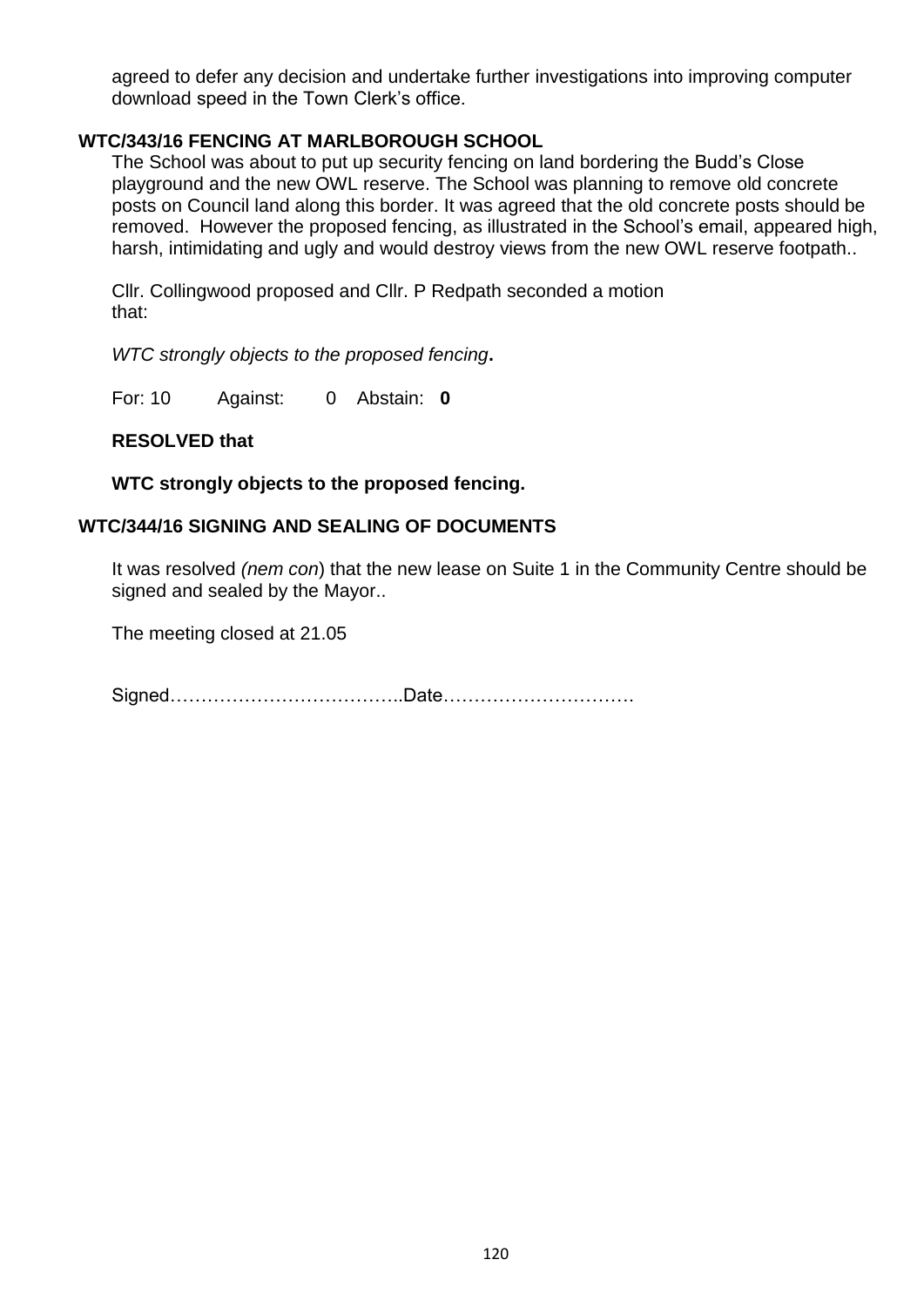agreed to defer any decision and undertake further investigations into improving computer download speed in the Town Clerk's office.

**WTC/343/16 FENCING AT MARLBOROUGH SCHOOL**

The School was about to put up security fencing on land bordering the Budd's Close playground and the new OWL reserve. The School was planning to remove old concrete posts on Council land along this border. It was agreed that the old concrete posts should be removed. However the proposed fencing, as illustrated in the School's email, appeared high, harsh, intimidating and ugly and would destroy views from the new OWL reserve footpath..

Cllr. Collingwood proposed and Cllr. P Redpath seconded a motion that:

*WTC strongly objects to the proposed fencing***.**

For: 10 Against: 0 Abstain: **0**

**RESOLVED that**

**WTC strongly objects to the proposed fencing.**

**WTC/344/16 SIGNING AND SEALING OF DOCUMENTS**

It was resolved *(nem con*) that the new lease on Suite 1 in the Community Centre should be signed and sealed by the Mayor..

The meeting closed at 21.05

Signed………………………………..Date………………………….